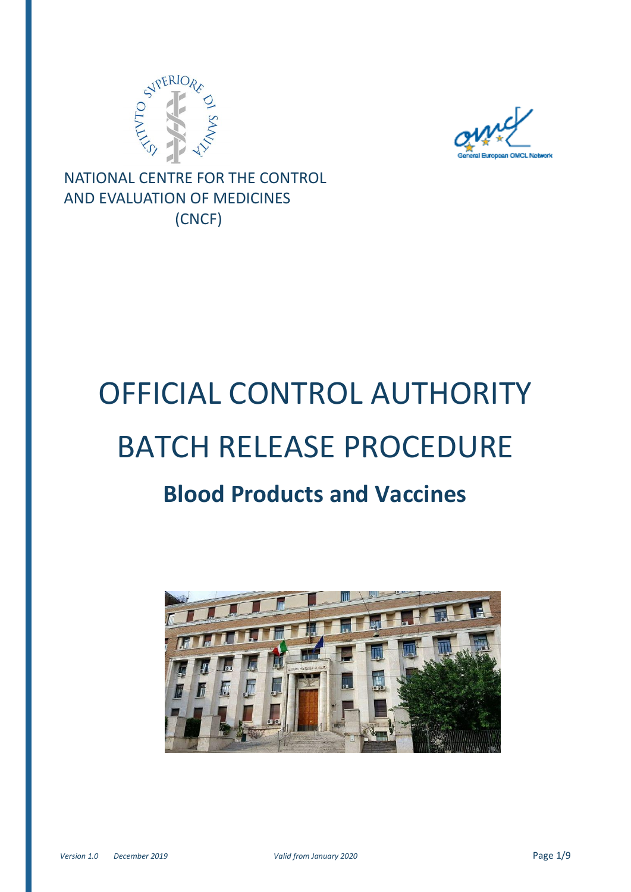NATIONAL CENTRE FOR THE CONTROL AND EVALUATION OF MEDICINES (CNCF)

# OFFICIAL CONTROL AUTHORITY BATCH RELEASE PROCEDURE

## Blood Products and Vaccines

*Version 1.0 December 2019*

*Valid from January 2020*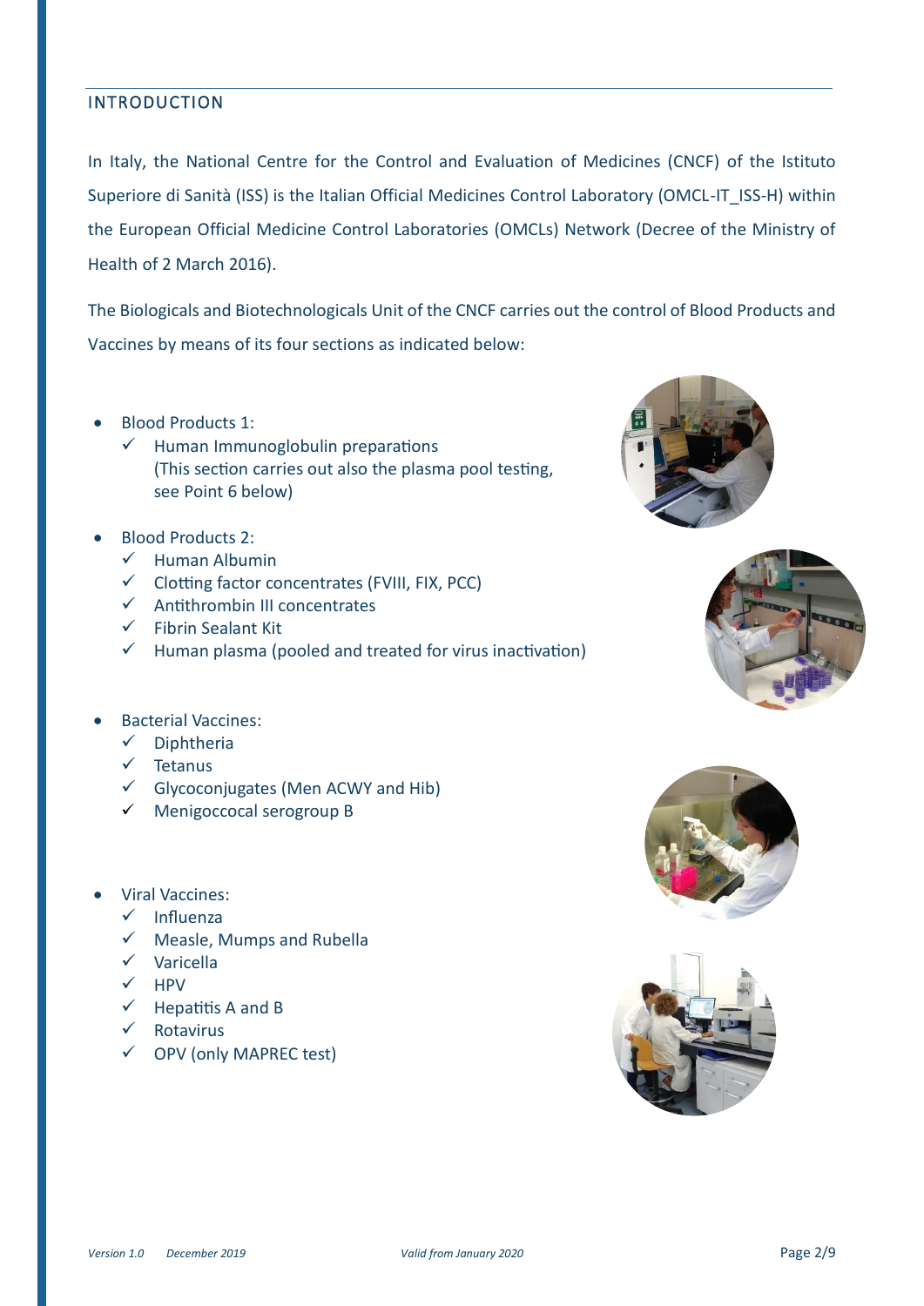## INTRODUCTION

In Italy, the National Centre for the Control and Evaluation of Medicines (CNCF) of the Istituto Superiore di Sanità (ISS) is the Italian Official Medicines Control Laboratory (OMCL-IT_ISS-H) within the European Official Medicine Control Laboratories (OMCLs) Network (Decree of the Ministry of Health of 2 March 2016).

The Biologicals and Biotechnologicals Unit of the CNCF carries out the control of Blood Products and Vaccines by means of its four sections as indicated below:

- Blood Products 1:
  - ✓ Human Immunoglobulin preparations (This section carries out also the plasma pool testing, see Point 6 below)
- Blood Products 2:
  - ✓ Human Albumin
  - ✓ Clotting factor concentrates (FVIII, FIX, PCC)
  - ✓ Antithrombin III concentrates
  - ✓ Fibrin Sealant Kit
  - ✓ Human plasma (pooled and treated for virus inactivation)
- Bacterial Vaccines:
  - ✓ Diphtheria
  - ✓ Tetanus
  - ✓ Glycoconjugates (Men ACWY and Hib)
  - ✓ Menigoccocal serogroup B
- Viral Vaccines:
  - ✓ Influenza
  - ✓ Measle, Mumps and Rubella
  - ✓ Varicella
  - ✓ HPV
  - ✓ Hepatitis A and B
  - ✓ Rotavirus
  - ✓ OPV (only MAPREC test)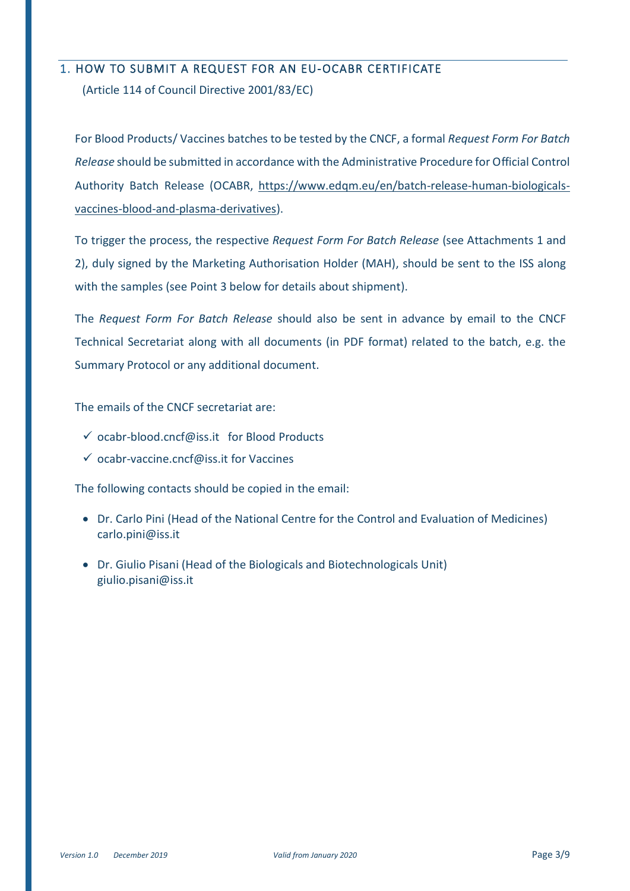## 1. HOW TO SUBMIT A REQUEST FOR AN EU-OCABR CERTIFICATE

(Article 114 of Council Directive 2001/83/EC)

For Blood Products/ Vaccines batches to be tested by the CNCF, a formal *Request Form For Batch Release* should be submitted in accordance with the Administrative Procedure for Official Control Authority Batch Release (OCABR, https://www.edqm.eu/en/batch-release-human-biologicals-vaccines-blood-and-plasma-derivatives).

To trigger the process, the respective *Request Form For Batch Release* (see Attachments 1 and 2), duly signed by the Marketing Authorisation Holder (MAH), should be sent to the ISS along with the samples (see Point 3 below for details about shipment).

The *Request Form For Batch Release* should also be sent in advance by email to the CNCF Technical Secretariat along with all documents (in PDF format) related to the batch, e.g. the Summary Protocol or any additional document.

The emails of the CNCF secretariat are:

- ✓ ocabr-blood.cncf@iss.it for Blood Products
- ✓ ocabr-vaccine.cncf@iss.it for Vaccines

The following contacts should be copied in the email:

- Dr. Carlo Pini (Head of the National Centre for the Control and Evaluation of Medicines) carlo.pini@iss.it
- Dr. Giulio Pisani (Head of the Biologicals and Biotechnologicals Unit) giulio.pisani@iss.it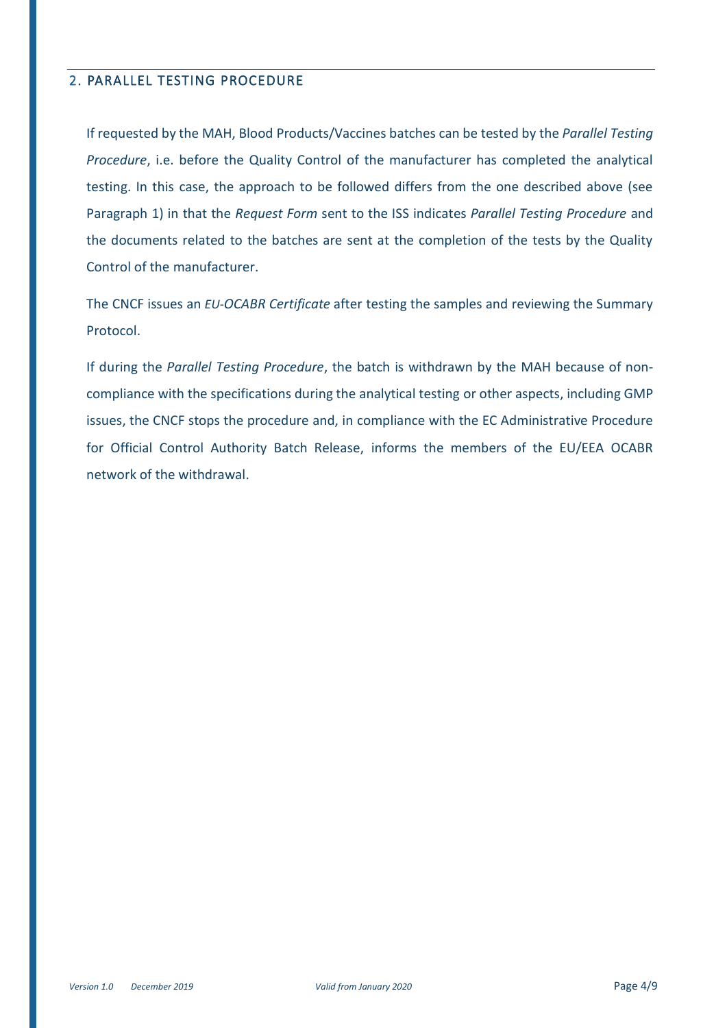## 2. PARALLEL TESTING PROCEDURE

If requested by the MAH, Blood Products/Vaccines batches can be tested by the *Parallel Testing Procedure*, i.e. before the Quality Control of the manufacturer has completed the analytical testing. In this case, the approach to be followed differs from the one described above (see Paragraph 1) in that the *Request Form* sent to the ISS indicates *Parallel Testing Procedure* and the documents related to the batches are sent at the completion of the tests by the Quality Control of the manufacturer.

The CNCF issues an *EU-OCABR Certificate* after testing the samples and reviewing the Summary Protocol.

If during the *Parallel Testing Procedure*, the batch is withdrawn by the MAH because of non-compliance with the specifications during the analytical testing or other aspects, including GMP issues, the CNCF stops the procedure and, in compliance with the EC Administrative Procedure for Official Control Authority Batch Release, informs the members of the EU/EEA OCABR network of the withdrawal.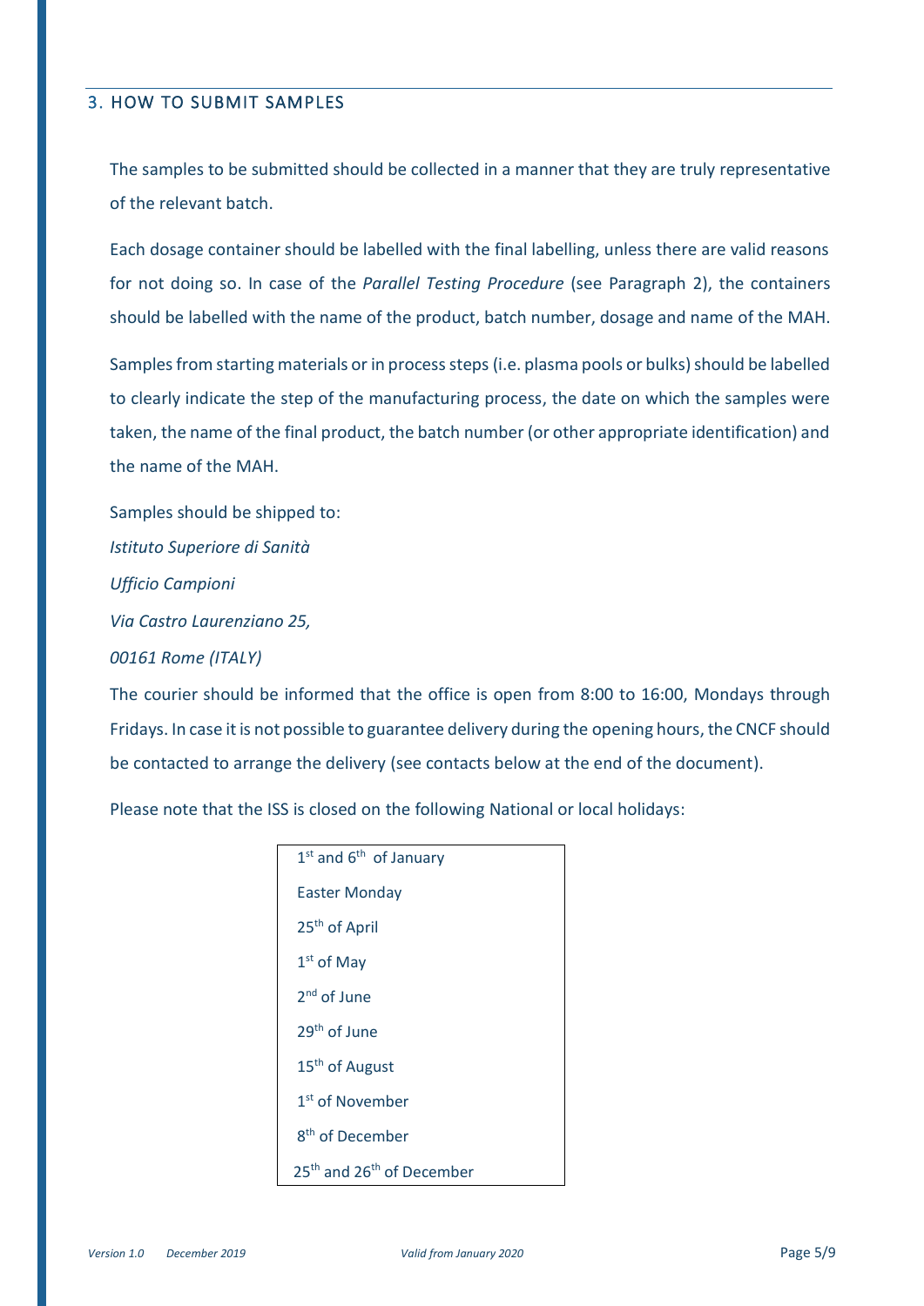## 3. HOW TO SUBMIT SAMPLES

The samples to be submitted should be collected in a manner that they are truly representative of the relevant batch.

Each dosage container should be labelled with the final labelling, unless there are valid reasons for not doing so. In case of the *Parallel Testing Procedure* (see Paragraph 2), the containers should be labelled with the name of the product, batch number, dosage and name of the MAH.

Samples from starting materials or in process steps (i.e. plasma pools or bulks) should be labelled to clearly indicate the step of the manufacturing process, the date on which the samples were taken, the name of the final product, the batch number (or other appropriate identification) and the name of the MAH.

Samples should be shipped to:

*Istituto Superiore di Sanità*

*Ufficio Campioni*

*Via Castro Laurenziano 25,*

*00161 Rome (ITALY)*

The courier should be informed that the office is open from 8:00 to 16:00, Mondays through Fridays. In case it is not possible to guarantee delivery during the opening hours, the CNCF should be contacted to arrange the delivery (see contacts below at the end of the document).

Please note that the ISS is closed on the following National or local holidays:

| |
|---|
| 1st and 6th of January |
| Easter Monday |
| 25th of April |
| 1st of May |
| 2nd of June |
| 29th of June |
| 15th of August |
| 1st of November |
| 8th of December |
| 25th and 26th of December |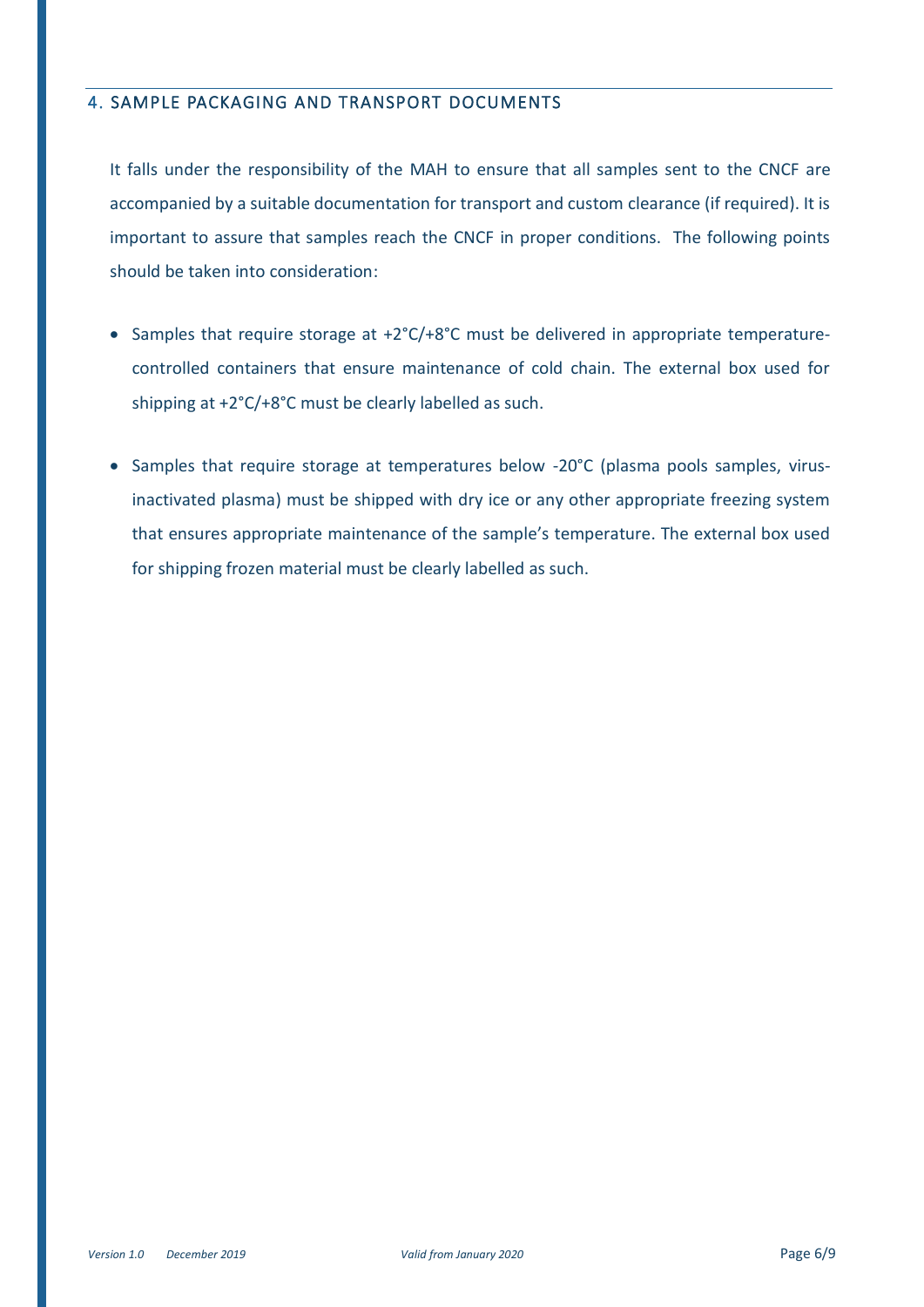## 4. SAMPLE PACKAGING AND TRANSPORT DOCUMENTS

It falls under the responsibility of the MAH to ensure that all samples sent to the CNCF are accompanied by a suitable documentation for transport and custom clearance (if required). It is important to assure that samples reach the CNCF in proper conditions. The following points should be taken into consideration:

- Samples that require storage at +2°C/+8°C must be delivered in appropriate temperature-controlled containers that ensure maintenance of cold chain. The external box used for shipping at +2°C/+8°C must be clearly labelled as such.
- Samples that require storage at temperatures below -20°C (plasma pools samples, virus-inactivated plasma) must be shipped with dry ice or any other appropriate freezing system that ensures appropriate maintenance of the sample's temperature. The external box used for shipping frozen material must be clearly labelled as such.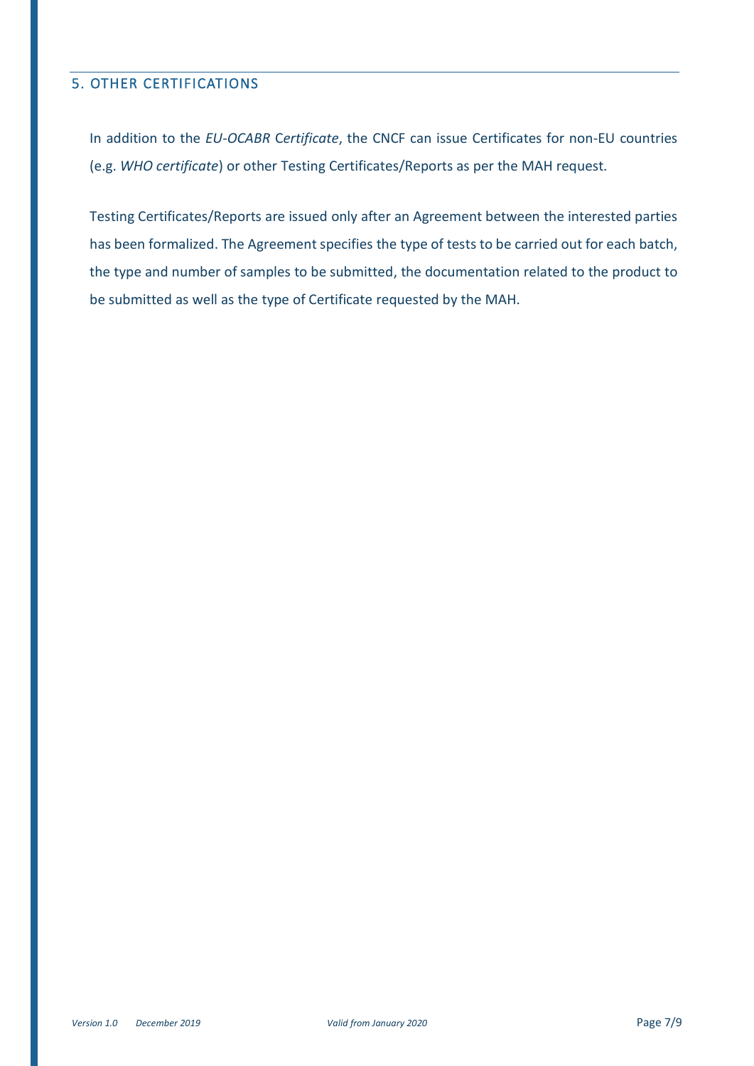## 5. OTHER CERTIFICATIONS

In addition to the *EU-OCABR* C*ertificate*, the CNCF can issue Certificates for non-EU countries (e.g. *WHO certificate*) or other Testing Certificates/Reports as per the MAH request.

Testing Certificates/Reports are issued only after an Agreement between the interested parties has been formalized. The Agreement specifies the type of tests to be carried out for each batch, the type and number of samples to be submitted, the documentation related to the product to be submitted as well as the type of Certificate requested by the MAH.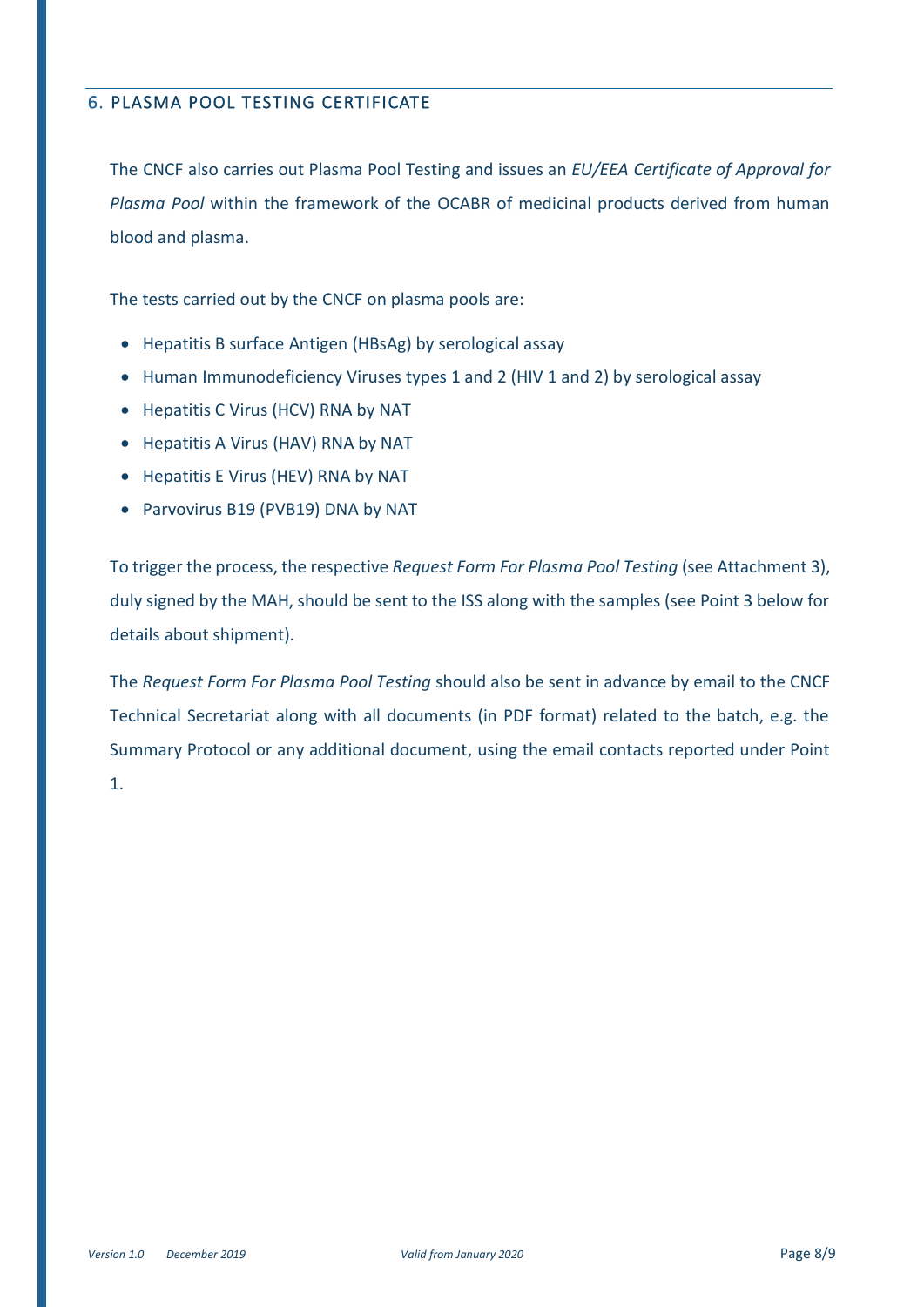## 6. PLASMA POOL TESTING CERTIFICATE

The CNCF also carries out Plasma Pool Testing and issues an *EU/EEA Certificate of Approval for Plasma Pool* within the framework of the OCABR of medicinal products derived from human blood and plasma.

The tests carried out by the CNCF on plasma pools are:

- Hepatitis B surface Antigen (HBsAg) by serological assay
- Human Immunodeficiency Viruses types 1 and 2 (HIV 1 and 2) by serological assay
- Hepatitis C Virus (HCV) RNA by NAT
- Hepatitis A Virus (HAV) RNA by NAT
- Hepatitis E Virus (HEV) RNA by NAT
- Parvovirus B19 (PVB19) DNA by NAT

To trigger the process, the respective *Request Form For Plasma Pool Testing* (see Attachment 3), duly signed by the MAH, should be sent to the ISS along with the samples (see Point 3 below for details about shipment).

The *Request Form For Plasma Pool Testing* should also be sent in advance by email to the CNCF Technical Secretariat along with all documents (in PDF format) related to the batch, e.g. the Summary Protocol or any additional document, using the email contacts reported under Point 1.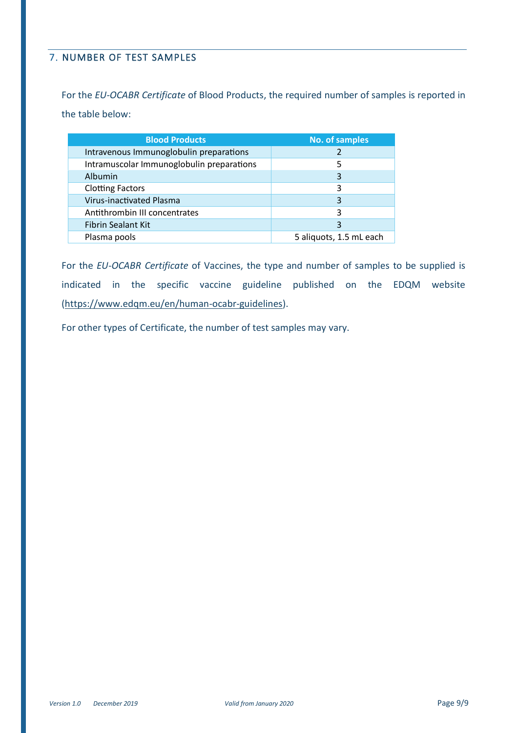## 7. NUMBER OF TEST SAMPLES

For the *EU-OCABR Certificate* of Blood Products, the required number of samples is reported in the table below:

| Blood Products | No. of samples |
|---|---|
| Intravenous Immunoglobulin preparations | 2 |
| Intramuscolar Immunoglobulin preparations | 5 |
| Albumin | 3 |
| Clotting Factors | 3 |
| Virus-inactivated Plasma | 3 |
| Antithrombin III concentrates | 3 |
| Fibrin Sealant Kit | 3 |
| Plasma pools | 5 aliquots, 1.5 mL each |

For the *EU-OCABR Certificate* of Vaccines, the type and number of samples to be supplied is indicated in the specific vaccine guideline published on the EDQM website (https://www.edqm.eu/en/human-ocabr-guidelines).

For other types of Certificate, the number of test samples may vary.